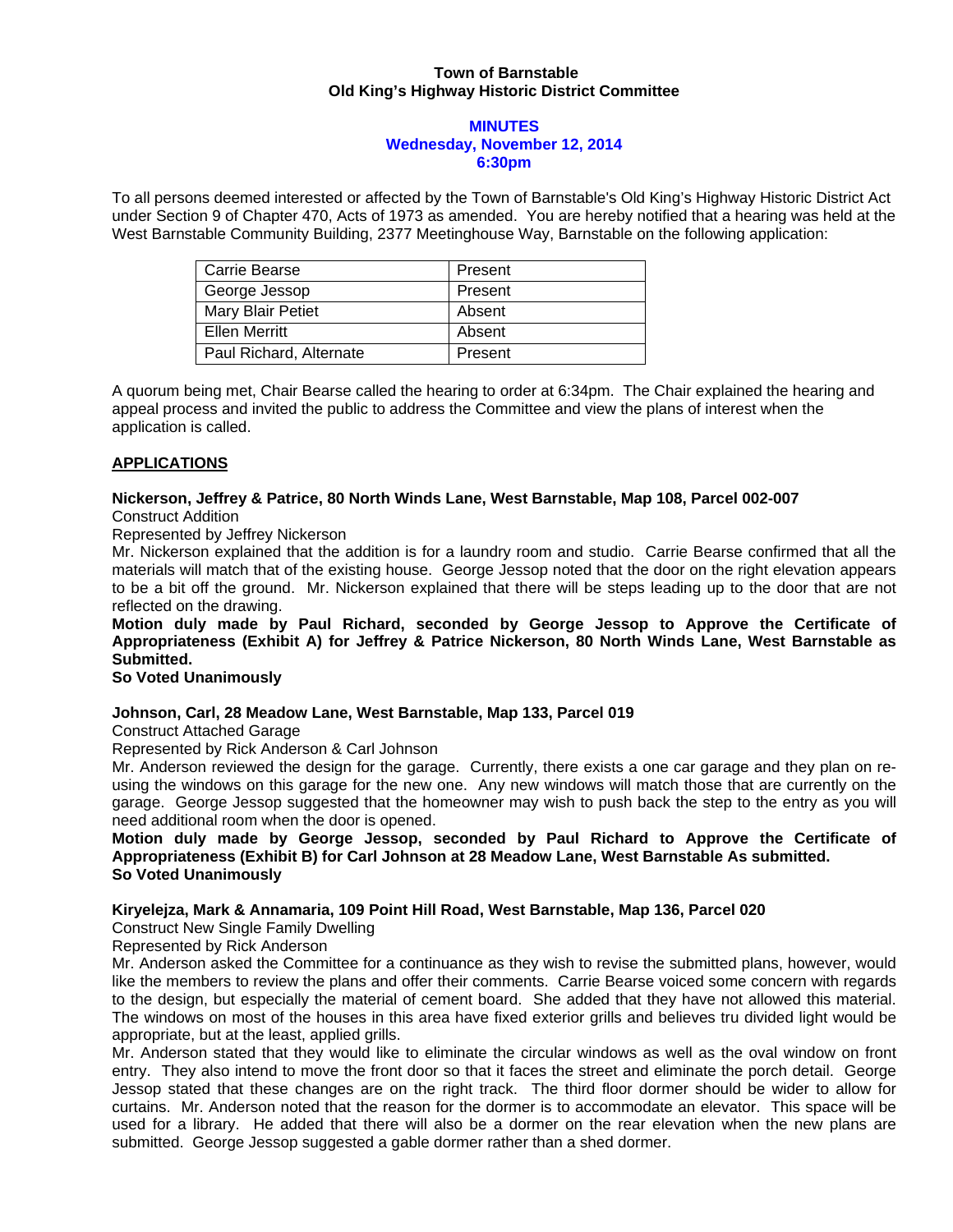**Town of Barnstable**
**Old King's Highway Historic District Committee**

**MINUTES**
**Wednesday, November 12, 2014**
**6:30pm**

To all persons deemed interested or affected by the Town of Barnstable's Old King's Highway Historic District Act under Section 9 of Chapter 470, Acts of 1973 as amended. You are hereby notified that a hearing was held at the West Barnstable Community Building, 2377 Meetinghouse Way, Barnstable on the following application:

| | |
|---|---|
| Carrie Bearse | Present |
| George Jessop | Present |
| Mary Blair Petiet | Absent |
| Ellen Merritt | Absent |
| Paul Richard, Alternate | Present |

A quorum being met, Chair Bearse called the hearing to order at 6:34pm. The Chair explained the hearing and appeal process and invited the public to address the Committee and view the plans of interest when the application is called.

## APPLICATIONS

**Nickerson, Jeffrey & Patrice, 80 North Winds Lane, West Barnstable, Map 108, Parcel 002-007**
Construct Addition
Represented by Jeffrey Nickerson
Mr. Nickerson explained that the addition is for a laundry room and studio. Carrie Bearse confirmed that all the materials will match that of the existing house. George Jessop noted that the door on the right elevation appears to be a bit off the ground. Mr. Nickerson explained that there will be steps leading up to the door that are not reflected on the drawing.
**Motion duly made by Paul Richard, seconded by George Jessop to Approve the Certificate of Appropriateness (Exhibit A) for Jeffrey & Patrice Nickerson, 80 North Winds Lane, West Barnstable as Submitted.**
**So Voted Unanimously**

**Johnson, Carl, 28 Meadow Lane, West Barnstable, Map 133, Parcel 019**
Construct Attached Garage
Represented by Rick Anderson & Carl Johnson
Mr. Anderson reviewed the design for the garage. Currently, there exists a one car garage and they plan on re-using the windows on this garage for the new one. Any new windows will match those that are currently on the garage. George Jessop suggested that the homeowner may wish to push back the step to the entry as you will need additional room when the door is opened.
**Motion duly made by George Jessop, seconded by Paul Richard to Approve the Certificate of Appropriateness (Exhibit B) for Carl Johnson at 28 Meadow Lane, West Barnstable As submitted.**
**So Voted Unanimously**

**Kiryelejza, Mark & Annamaria, 109 Point Hill Road, West Barnstable, Map 136, Parcel 020**
Construct New Single Family Dwelling
Represented by Rick Anderson
Mr. Anderson asked the Committee for a continuance as they wish to revise the submitted plans, however, would like the members to review the plans and offer their comments. Carrie Bearse voiced some concern with regards to the design, but especially the material of cement board. She added that they have not allowed this material. The windows on most of the houses in this area have fixed exterior grills and believes tru divided light would be appropriate, but at the least, applied grills.
Mr. Anderson stated that they would like to eliminate the circular windows as well as the oval window on front entry. They also intend to move the front door so that it faces the street and eliminate the porch detail. George Jessop stated that these changes are on the right track. The third floor dormer should be wider to allow for curtains. Mr. Anderson noted that the reason for the dormer is to accommodate an elevator. This space will be used for a library. He added that there will also be a dormer on the rear elevation when the new plans are submitted. George Jessop suggested a gable dormer rather than a shed dormer.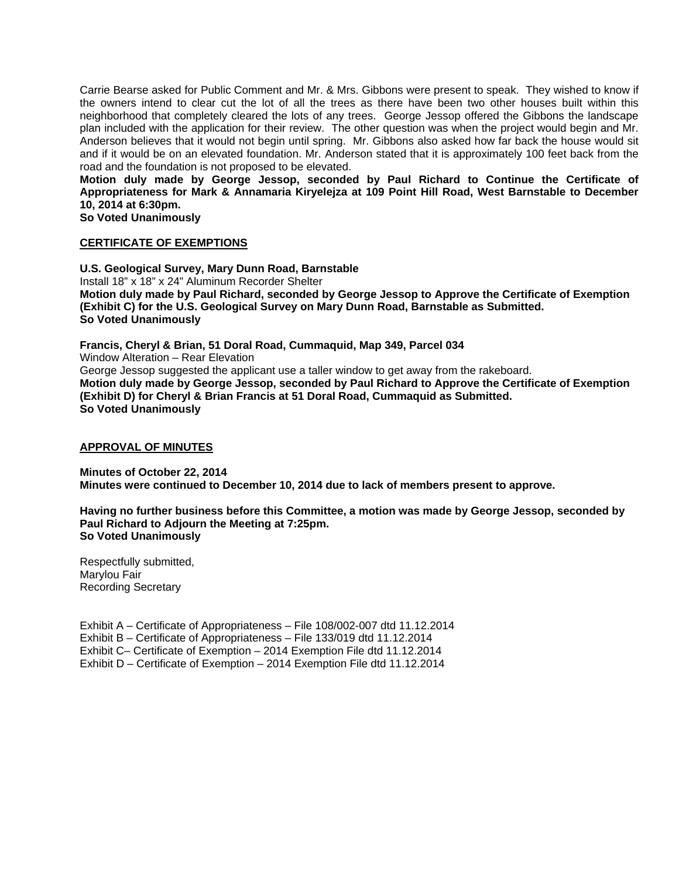Carrie Bearse asked for Public Comment and Mr. & Mrs. Gibbons were present to speak. They wished to know if the owners intend to clear cut the lot of all the trees as there have been two other houses built within this neighborhood that completely cleared the lots of any trees. George Jessop offered the Gibbons the landscape plan included with the application for their review. The other question was when the project would begin and Mr. Anderson believes that it would not begin until spring. Mr. Gibbons also asked how far back the house would sit and if it would be on an elevated foundation. Mr. Anderson stated that it is approximately 100 feet back from the road and the foundation is not proposed to be elevated.

**Motion duly made by George Jessop, seconded by Paul Richard to Continue the Certificate of Appropriateness for Mark & Annamaria Kiryelejza at 109 Point Hill Road, West Barnstable to December 10, 2014 at 6:30pm.**
**So Voted Unanimously**

**CERTIFICATE OF EXEMPTIONS**

**U.S. Geological Survey, Mary Dunn Road, Barnstable**
Install 18" x 18" x 24" Aluminum Recorder Shelter
**Motion duly made by Paul Richard, seconded by George Jessop to Approve the Certificate of Exemption (Exhibit C) for the U.S. Geological Survey on Mary Dunn Road, Barnstable as Submitted.**
**So Voted Unanimously**

**Francis, Cheryl & Brian, 51 Doral Road, Cummaquid, Map 349, Parcel 034**
Window Alteration – Rear Elevation
George Jessop suggested the applicant use a taller window to get away from the rakeboard.
**Motion duly made by George Jessop, seconded by Paul Richard to Approve the Certificate of Exemption (Exhibit D) for Cheryl & Brian Francis at 51 Doral Road, Cummaquid as Submitted.**
**So Voted Unanimously**

**APPROVAL OF MINUTES**

**Minutes of October 22, 2014**
**Minutes were continued to December 10, 2014 due to lack of members present to approve.**

**Having no further business before this Committee, a motion was made by George Jessop, seconded by Paul Richard to Adjourn the Meeting at 7:25pm.**
**So Voted Unanimously**

Respectfully submitted,
Marylou Fair
Recording Secretary

Exhibit A – Certificate of Appropriateness – File 108/002-007 dtd 11.12.2014
Exhibit B – Certificate of Appropriateness – File 133/019 dtd 11.12.2014
Exhibit C– Certificate of Exemption – 2014 Exemption File dtd 11.12.2014
Exhibit D – Certificate of Exemption – 2014 Exemption File dtd 11.12.2014